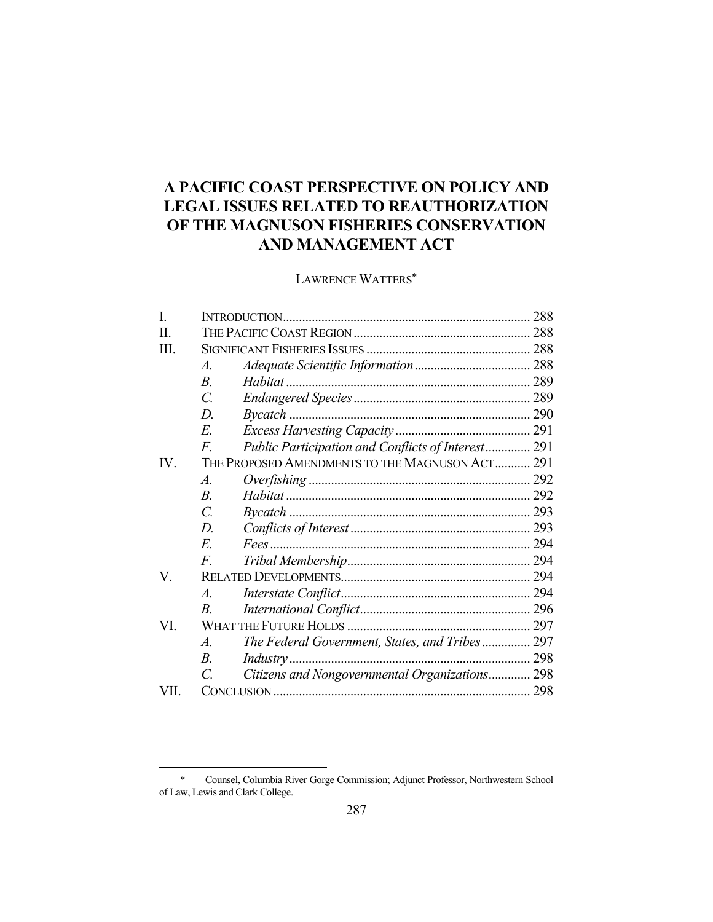# A PACIFIC COAST PERSPECTIVE ON POLICY AND LEGAL ISSUES RELATED TO REAUTHORIZATION OF THE MAGNUSON FISHERIES CONSERVATION AND MANAGEMENT ACT

LAWRENCE WATTERS*

| | | | |
|---|---|---|---|
| I. | INTRODUCTION | | 288 |
| II. | THE PACIFIC COAST REGION | | 288 |
| III. | SIGNIFICANT FISHERIES ISSUES | | 288 |
| | *A.* | *Adequate Scientific Information* | 288 |
| | *B.* | *Habitat* | 289 |
| | *C.* | *Endangered Species* | 289 |
| | *D.* | *Bycatch* | 290 |
| | *E.* | *Excess Harvesting Capacity* | 291 |
| | *F.* | *Public Participation and Conflicts of Interest* | 291 |
| IV. | THE PROPOSED AMENDMENTS TO THE MAGNUSON ACT | | 291 |
| | *A.* | *Overfishing* | 292 |
| | *B.* | *Habitat* | 292 |
| | *C.* | *Bycatch* | 293 |
| | *D.* | *Conflicts of Interest* | 293 |
| | *E.* | *Fees* | 294 |
| | *F.* | *Tribal Membership* | 294 |
| V. | RELATED DEVELOPMENTS | | 294 |
| | *A.* | *Interstate Conflict* | 294 |
| | *B.* | *International Conflict* | 296 |
| VI. | WHAT THE FUTURE HOLDS | | 297 |
| | *A.* | *The Federal Government, States, and Tribes* | 297 |
| | *B.* | *Industry* | 298 |
| | *C.* | *Citizens and Nongovernmental Organizations* | 298 |
| VII. | CONCLUSION | | 298 |

---

\* Counsel, Columbia River Gorge Commission; Adjunct Professor, Northwestern School of Law, Lewis and Clark College.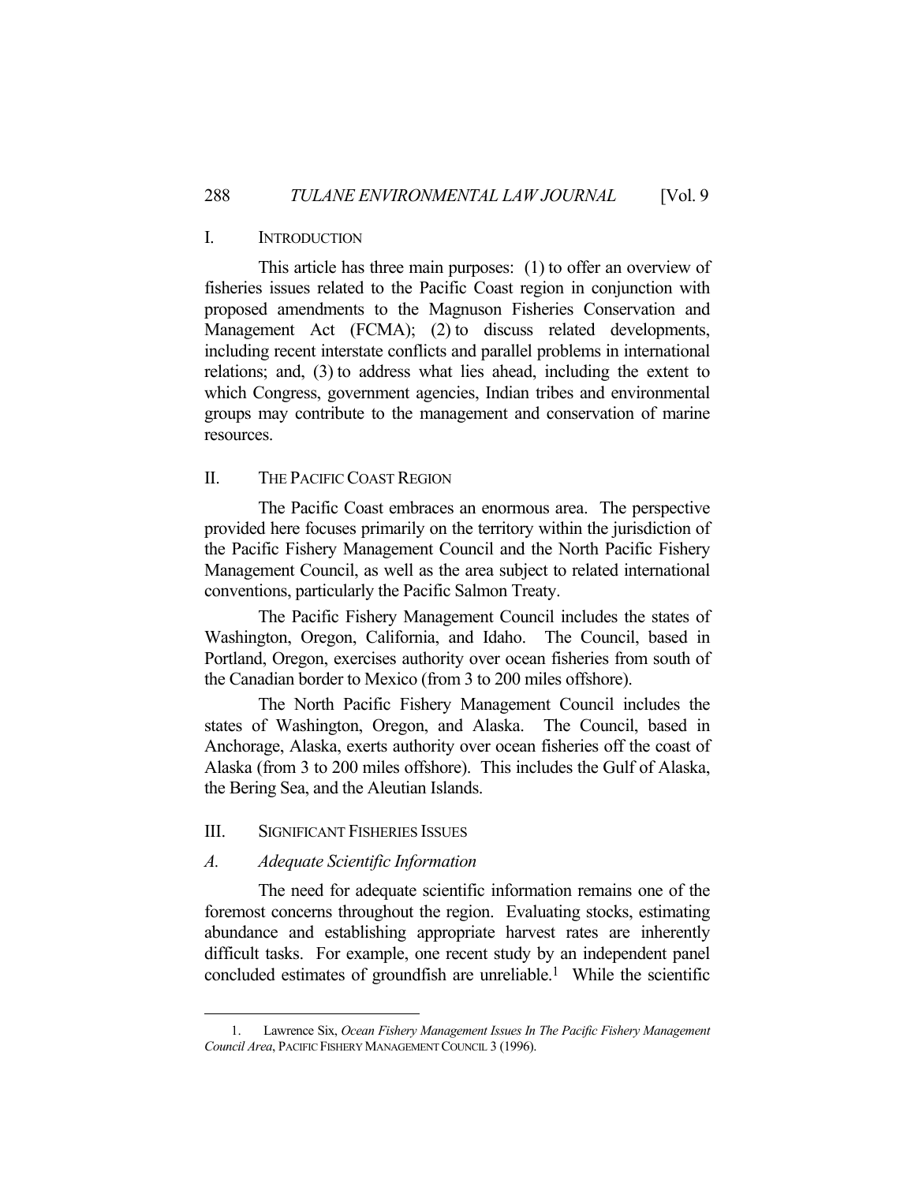## I. INTRODUCTION

This article has three main purposes: (1) to offer an overview of fisheries issues related to the Pacific Coast region in conjunction with proposed amendments to the Magnuson Fisheries Conservation and Management Act (FCMA); (2) to discuss related developments, including recent interstate conflicts and parallel problems in international relations; and, (3) to address what lies ahead, including the extent to which Congress, government agencies, Indian tribes and environmental groups may contribute to the management and conservation of marine resources.

## II. THE PACIFIC COAST REGION

The Pacific Coast embraces an enormous area. The perspective provided here focuses primarily on the territory within the jurisdiction of the Pacific Fishery Management Council and the North Pacific Fishery Management Council, as well as the area subject to related international conventions, particularly the Pacific Salmon Treaty.

The Pacific Fishery Management Council includes the states of Washington, Oregon, California, and Idaho. The Council, based in Portland, Oregon, exercises authority over ocean fisheries from south of the Canadian border to Mexico (from 3 to 200 miles offshore).

The North Pacific Fishery Management Council includes the states of Washington, Oregon, and Alaska. The Council, based in Anchorage, Alaska, exerts authority over ocean fisheries off the coast of Alaska (from 3 to 200 miles offshore). This includes the Gulf of Alaska, the Bering Sea, and the Aleutian Islands.

## III. SIGNIFICANT FISHERIES ISSUES

### *A. Adequate Scientific Information*

The need for adequate scientific information remains one of the foremost concerns throughout the region. Evaluating stocks, estimating abundance and establishing appropriate harvest rates are inherently difficult tasks. For example, one recent study by an independent panel concluded estimates of groundfish are unreliable.[1] While the scientific

---

1. Lawrence Six, *Ocean Fishery Management Issues In The Pacific Fishery Management Council Area*, PACIFIC FISHERY MANAGEMENT COUNCIL 3 (1996).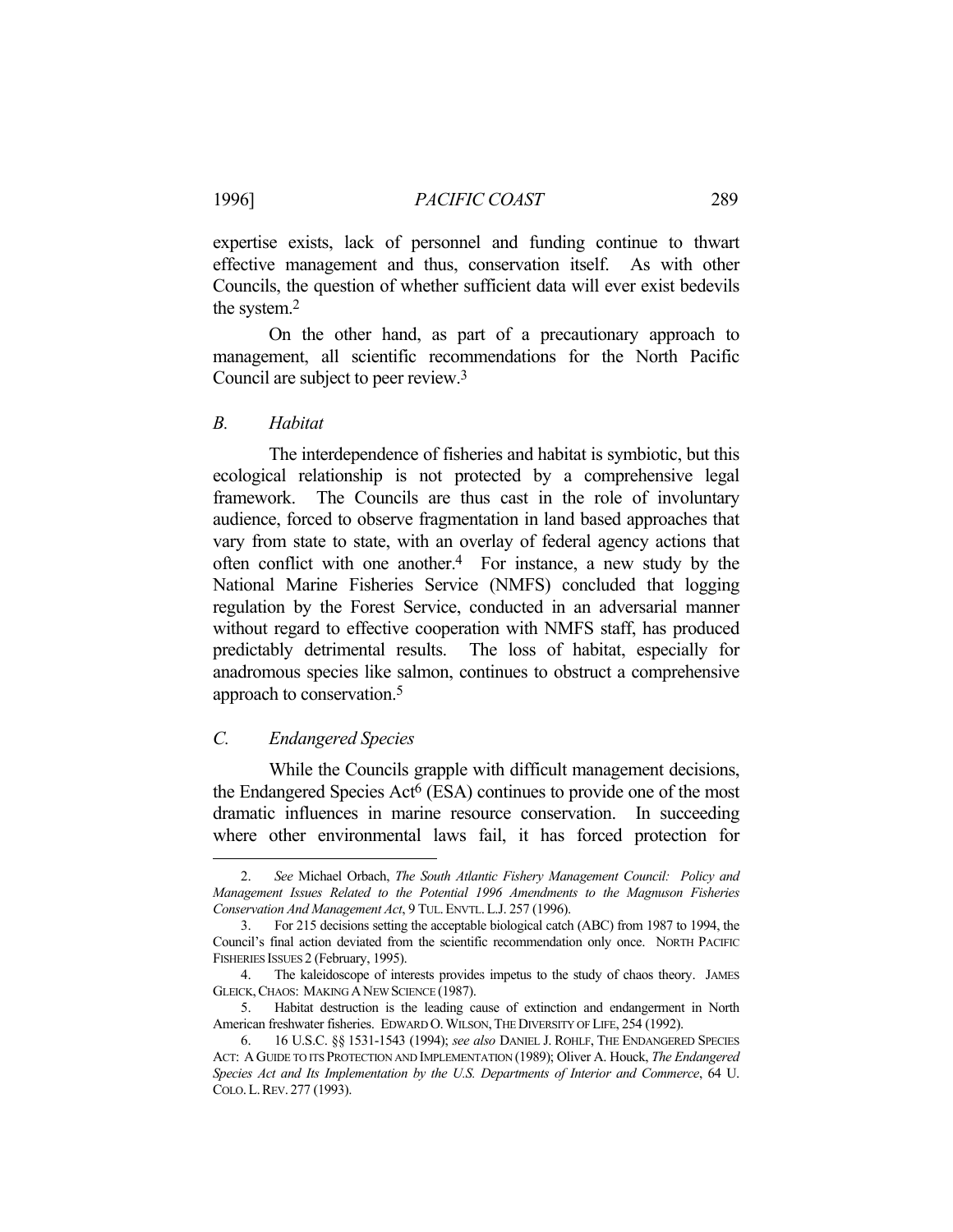expertise exists, lack of personnel and funding continue to thwart effective management and thus, conservation itself. As with other Councils, the question of whether sufficient data will ever exist bedevils the system.[2]

On the other hand, as part of a precautionary approach to management, all scientific recommendations for the North Pacific Council are subject to peer review.[3]

### *B. Habitat*

The interdependence of fisheries and habitat is symbiotic, but this ecological relationship is not protected by a comprehensive legal framework. The Councils are thus cast in the role of involuntary audience, forced to observe fragmentation in land based approaches that vary from state to state, with an overlay of federal agency actions that often conflict with one another.[4] For instance, a new study by the National Marine Fisheries Service (NMFS) concluded that logging regulation by the Forest Service, conducted in an adversarial manner without regard to effective cooperation with NMFS staff, has produced predictably detrimental results. The loss of habitat, especially for anadromous species like salmon, continues to obstruct a comprehensive approach to conservation.[5]

### *C. Endangered Species*

While the Councils grapple with difficult management decisions, the Endangered Species Act[6] (ESA) continues to provide one of the most dramatic influences in marine resource conservation. In succeeding where other environmental laws fail, it has forced protection for

---

2. *See* Michael Orbach, *The South Atlantic Fishery Management Council: Policy and Management Issues Related to the Potential 1996 Amendments to the Magnuson Fisheries Conservation And Management Act*, 9 TUL. ENVTL. L.J. 257 (1996).

3. For 215 decisions setting the acceptable biological catch (ABC) from 1987 to 1994, the Council's final action deviated from the scientific recommendation only once. NORTH PACIFIC FISHERIES ISSUES 2 (February, 1995).

4. The kaleidoscope of interests provides impetus to the study of chaos theory. JAMES GLEICK, CHAOS: MAKING A NEW SCIENCE (1987).

5. Habitat destruction is the leading cause of extinction and endangerment in North American freshwater fisheries. EDWARD O. WILSON, THE DIVERSITY OF LIFE, 254 (1992).

6. 16 U.S.C. §§ 1531-1543 (1994); *see also* DANIEL J. ROHLF, THE ENDANGERED SPECIES ACT: A GUIDE TO ITS PROTECTION AND IMPLEMENTATION (1989); Oliver A. Houck, *The Endangered Species Act and Its Implementation by the U.S. Departments of Interior and Commerce*, 64 U. COLO. L. REV. 277 (1993).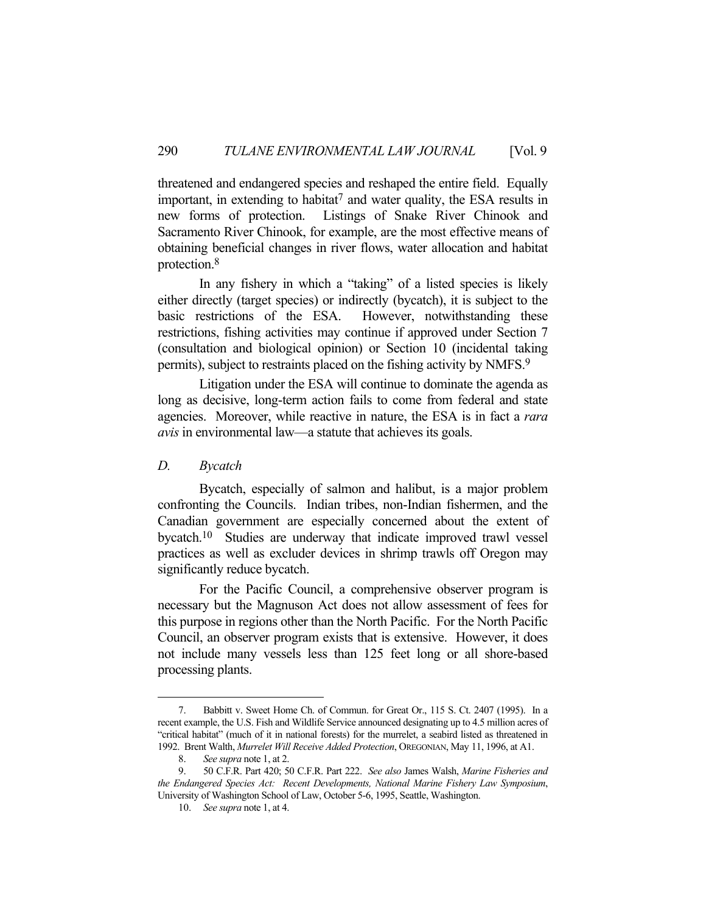threatened and endangered species and reshaped the entire field. Equally important, in extending to habitat[7] and water quality, the ESA results in new forms of protection. Listings of Snake River Chinook and Sacramento River Chinook, for example, are the most effective means of obtaining beneficial changes in river flows, water allocation and habitat protection.[8]

In any fishery in which a "taking" of a listed species is likely either directly (target species) or indirectly (bycatch), it is subject to the basic restrictions of the ESA. However, notwithstanding these restrictions, fishing activities may continue if approved under Section 7 (consultation and biological opinion) or Section 10 (incidental taking permits), subject to restraints placed on the fishing activity by NMFS.[9]

Litigation under the ESA will continue to dominate the agenda as long as decisive, long-term action fails to come from federal and state agencies. Moreover, while reactive in nature, the ESA is in fact a *rara avis* in environmental law—a statute that achieves its goals.

### *D. Bycatch*

Bycatch, especially of salmon and halibut, is a major problem confronting the Councils. Indian tribes, non-Indian fishermen, and the Canadian government are especially concerned about the extent of bycatch.[10] Studies are underway that indicate improved trawl vessel practices as well as excluder devices in shrimp trawls off Oregon may significantly reduce bycatch.

For the Pacific Council, a comprehensive observer program is necessary but the Magnuson Act does not allow assessment of fees for this purpose in regions other than the North Pacific. For the North Pacific Council, an observer program exists that is extensive. However, it does not include many vessels less than 125 feet long or all shore-based processing plants.

---

7. Babbitt v. Sweet Home Ch. of Commun. for Great Or., 115 S. Ct. 2407 (1995). In a recent example, the U.S. Fish and Wildlife Service announced designating up to 4.5 million acres of "critical habitat" (much of it in national forests) for the murrelet, a seabird listed as threatened in 1992. Brent Walth, *Murrelet Will Receive Added Protection*, OREGONIAN, May 11, 1996, at A1.

8. *See supra* note 1, at 2.

9. 50 C.F.R. Part 420; 50 C.F.R. Part 222. *See also* James Walsh, *Marine Fisheries and the Endangered Species Act: Recent Developments, National Marine Fishery Law Symposium*, University of Washington School of Law, October 5-6, 1995, Seattle, Washington.

10. *See supra* note 1, at 4.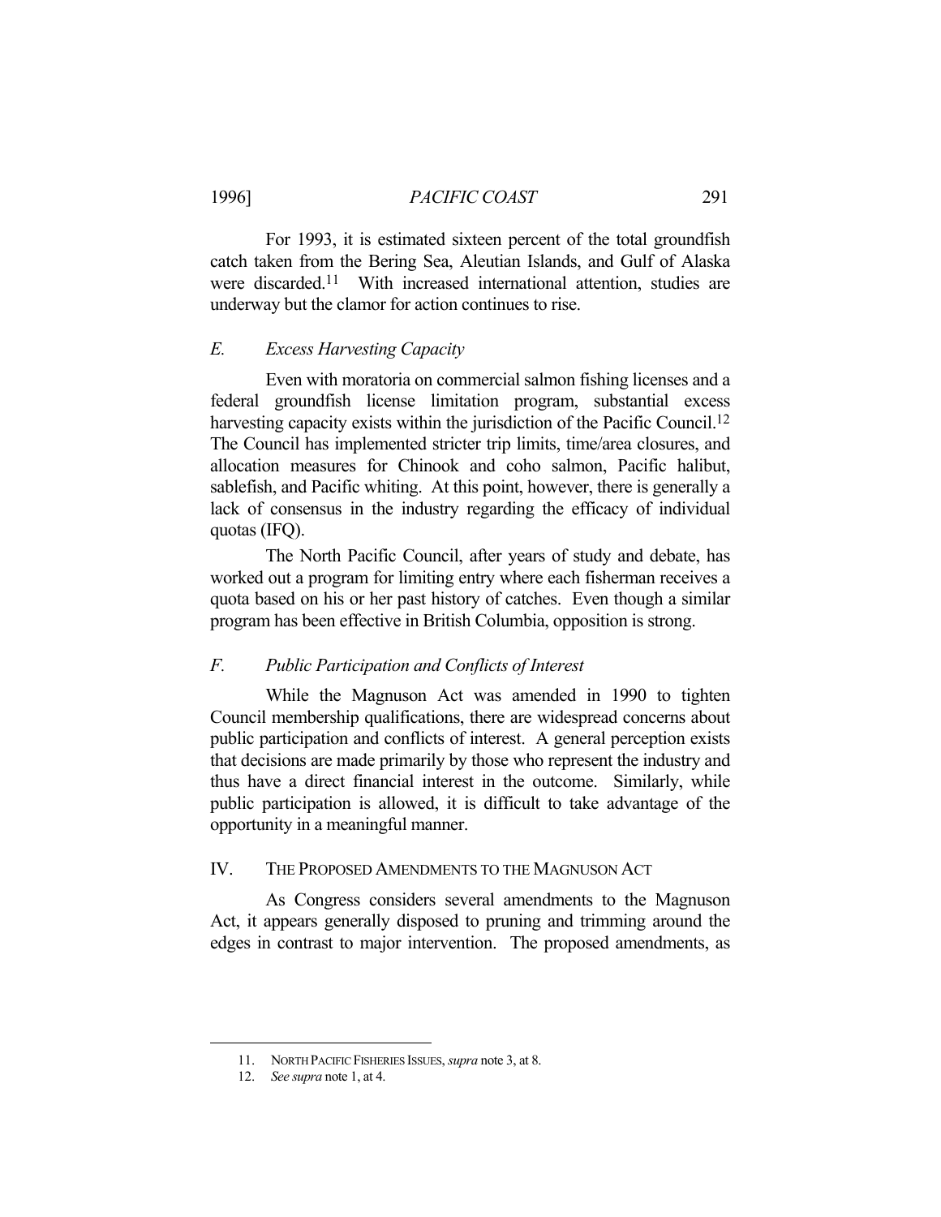For 1993, it is estimated sixteen percent of the total groundfish catch taken from the Bering Sea, Aleutian Islands, and Gulf of Alaska were discarded.[11] With increased international attention, studies are underway but the clamor for action continues to rise.

### *E. Excess Harvesting Capacity*

Even with moratoria on commercial salmon fishing licenses and a federal groundfish license limitation program, substantial excess harvesting capacity exists within the jurisdiction of the Pacific Council.[12] The Council has implemented stricter trip limits, time/area closures, and allocation measures for Chinook and coho salmon, Pacific halibut, sablefish, and Pacific whiting. At this point, however, there is generally a lack of consensus in the industry regarding the efficacy of individual quotas (IFQ).

The North Pacific Council, after years of study and debate, has worked out a program for limiting entry where each fisherman receives a quota based on his or her past history of catches. Even though a similar program has been effective in British Columbia, opposition is strong.

### *F. Public Participation and Conflicts of Interest*

While the Magnuson Act was amended in 1990 to tighten Council membership qualifications, there are widespread concerns about public participation and conflicts of interest. A general perception exists that decisions are made primarily by those who represent the industry and thus have a direct financial interest in the outcome. Similarly, while public participation is allowed, it is difficult to take advantage of the opportunity in a meaningful manner.

## IV. THE PROPOSED AMENDMENTS TO THE MAGNUSON ACT

As Congress considers several amendments to the Magnuson Act, it appears generally disposed to pruning and trimming around the edges in contrast to major intervention. The proposed amendments, as

---

11. NORTH PACIFIC FISHERIES ISSUES, *supra* note 3, at 8.

12. *See supra* note 1, at 4.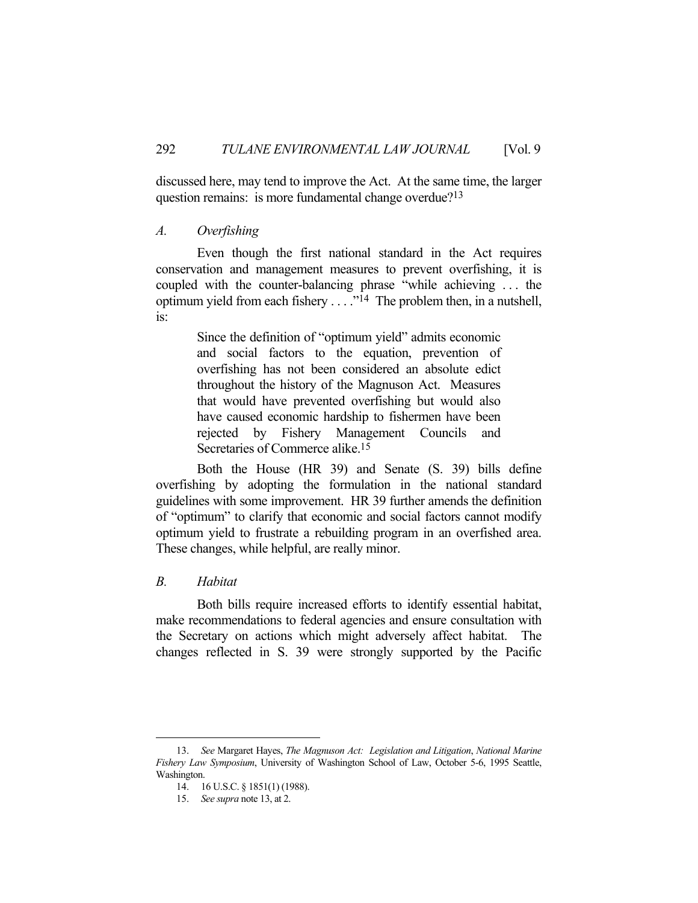discussed here, may tend to improve the Act. At the same time, the larger question remains: is more fundamental change overdue?[13]

## A. *Overfishing*

Even though the first national standard in the Act requires conservation and management measures to prevent overfishing, it is coupled with the counter-balancing phrase "while achieving . . . the optimum yield from each fishery . . . ."[14] The problem then, in a nutshell, is:

> Since the definition of "optimum yield" admits economic and social factors to the equation, prevention of overfishing has not been considered an absolute edict throughout the history of the Magnuson Act. Measures that would have prevented overfishing but would also have caused economic hardship to fishermen have been rejected by Fishery Management Councils and Secretaries of Commerce alike.[15]

Both the House (HR 39) and Senate (S. 39) bills define overfishing by adopting the formulation in the national standard guidelines with some improvement. HR 39 further amends the definition of "optimum" to clarify that economic and social factors cannot modify optimum yield to frustrate a rebuilding program in an overfished area. These changes, while helpful, are really minor.

## B. *Habitat*

Both bills require increased efforts to identify essential habitat, make recommendations to federal agencies and ensure consultation with the Secretary on actions which might adversely affect habitat. The changes reflected in S. 39 were strongly supported by the Pacific

---

13. *See* Margaret Hayes, *The Magnuson Act: Legislation and Litigation*, *National Marine Fishery Law Symposium*, University of Washington School of Law, October 5-6, 1995 Seattle, Washington.

14. 16 U.S.C. § 1851(1) (1988).

15. *See supra* note 13, at 2.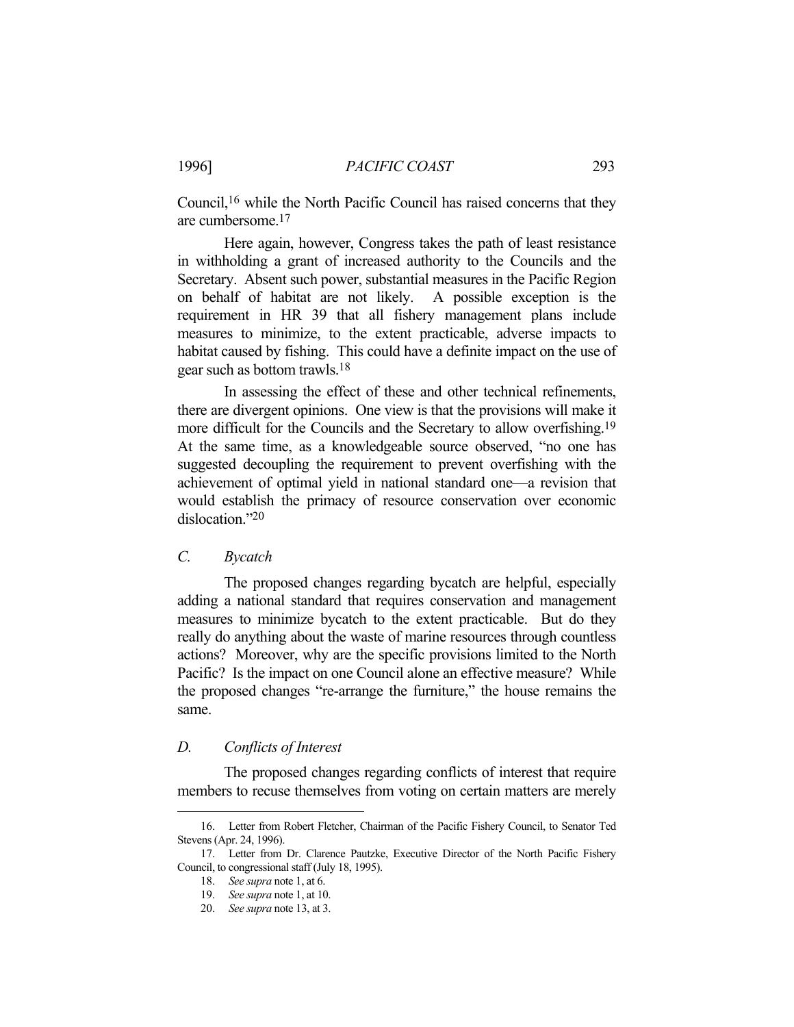Council,[16] while the North Pacific Council has raised concerns that they are cumbersome.[17]

Here again, however, Congress takes the path of least resistance in withholding a grant of increased authority to the Councils and the Secretary. Absent such power, substantial measures in the Pacific Region on behalf of habitat are not likely. A possible exception is the requirement in HR 39 that all fishery management plans include measures to minimize, to the extent practicable, adverse impacts to habitat caused by fishing. This could have a definite impact on the use of gear such as bottom trawls.[18]

In assessing the effect of these and other technical refinements, there are divergent opinions. One view is that the provisions will make it more difficult for the Councils and the Secretary to allow overfishing.[19] At the same time, as a knowledgeable source observed, "no one has suggested decoupling the requirement to prevent overfishing with the achievement of optimal yield in national standard one—a revision that would establish the primacy of resource conservation over economic dislocation."[20]

### *C. Bycatch*

The proposed changes regarding bycatch are helpful, especially adding a national standard that requires conservation and management measures to minimize bycatch to the extent practicable. But do they really do anything about the waste of marine resources through countless actions? Moreover, why are the specific provisions limited to the North Pacific? Is the impact on one Council alone an effective measure? While the proposed changes "re-arrange the furniture," the house remains the same.

### *D. Conflicts of Interest*

The proposed changes regarding conflicts of interest that require members to recuse themselves from voting on certain matters are merely

---

16. Letter from Robert Fletcher, Chairman of the Pacific Fishery Council, to Senator Ted Stevens (Apr. 24, 1996).

17. Letter from Dr. Clarence Pautzke, Executive Director of the North Pacific Fishery Council, to congressional staff (July 18, 1995).

18. *See supra* note 1, at 6.

19. *See supra* note 1, at 10.

20. *See supra* note 13, at 3.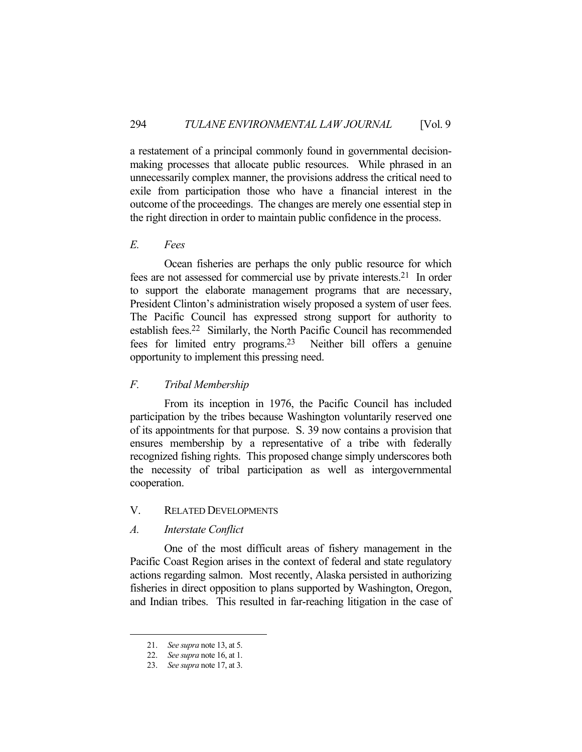a restatement of a principal commonly found in governmental decision-making processes that allocate public resources. While phrased in an unnecessarily complex manner, the provisions address the critical need to exile from participation those who have a financial interest in the outcome of the proceedings. The changes are merely one essential step in the right direction in order to maintain public confidence in the process.

### *E. Fees*

Ocean fisheries are perhaps the only public resource for which fees are not assessed for commercial use by private interests.[21] In order to support the elaborate management programs that are necessary, President Clinton's administration wisely proposed a system of user fees. The Pacific Council has expressed strong support for authority to establish fees.[22] Similarly, the North Pacific Council has recommended fees for limited entry programs.[23] Neither bill offers a genuine opportunity to implement this pressing need.

### *F. Tribal Membership*

From its inception in 1976, the Pacific Council has included participation by the tribes because Washington voluntarily reserved one of its appointments for that purpose. S. 39 now contains a provision that ensures membership by a representative of a tribe with federally recognized fishing rights. This proposed change simply underscores both the necessity of tribal participation as well as intergovernmental cooperation.

## V. RELATED DEVELOPMENTS

### *A. Interstate Conflict*

One of the most difficult areas of fishery management in the Pacific Coast Region arises in the context of federal and state regulatory actions regarding salmon. Most recently, Alaska persisted in authorizing fisheries in direct opposition to plans supported by Washington, Oregon, and Indian tribes. This resulted in far-reaching litigation in the case of

---

21. *See supra* note 13, at 5.
22. *See supra* note 16, at 1.
23. *See supra* note 17, at 3.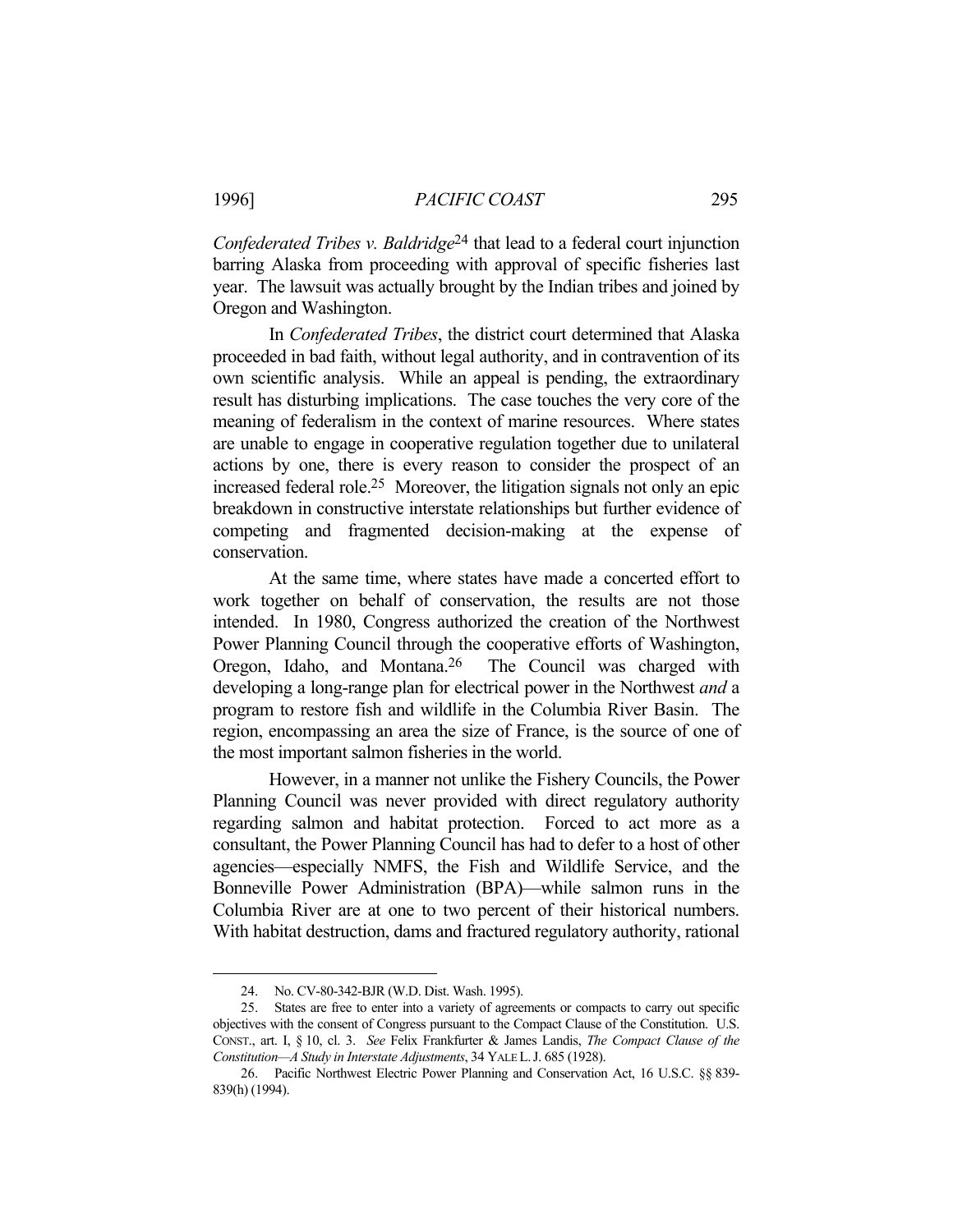*Confederated Tribes v. Baldridge*[24] that lead to a federal court injunction barring Alaska from proceeding with approval of specific fisheries last year. The lawsuit was actually brought by the Indian tribes and joined by Oregon and Washington.

In *Confederated Tribes*, the district court determined that Alaska proceeded in bad faith, without legal authority, and in contravention of its own scientific analysis. While an appeal is pending, the extraordinary result has disturbing implications. The case touches the very core of the meaning of federalism in the context of marine resources. Where states are unable to engage in cooperative regulation together due to unilateral actions by one, there is every reason to consider the prospect of an increased federal role.[25] Moreover, the litigation signals not only an epic breakdown in constructive interstate relationships but further evidence of competing and fragmented decision-making at the expense of conservation.

At the same time, where states have made a concerted effort to work together on behalf of conservation, the results are not those intended. In 1980, Congress authorized the creation of the Northwest Power Planning Council through the cooperative efforts of Washington, Oregon, Idaho, and Montana.[26] The Council was charged with developing a long-range plan for electrical power in the Northwest *and* a program to restore fish and wildlife in the Columbia River Basin. The region, encompassing an area the size of France, is the source of one of the most important salmon fisheries in the world.

However, in a manner not unlike the Fishery Councils, the Power Planning Council was never provided with direct regulatory authority regarding salmon and habitat protection. Forced to act more as a consultant, the Power Planning Council has had to defer to a host of other agencies—especially NMFS, the Fish and Wildlife Service, and the Bonneville Power Administration (BPA)—while salmon runs in the Columbia River are at one to two percent of their historical numbers. With habitat destruction, dams and fractured regulatory authority, rational

---

24. No. CV-80-342-BJR (W.D. Dist. Wash. 1995).

25. States are free to enter into a variety of agreements or compacts to carry out specific objectives with the consent of Congress pursuant to the Compact Clause of the Constitution. U.S. CONST., art. I, § 10, cl. 3. *See* Felix Frankfurter & James Landis, *The Compact Clause of the Constitution—A Study in Interstate Adjustments*, 34 YALE L. J. 685 (1928).

26. Pacific Northwest Electric Power Planning and Conservation Act, 16 U.S.C. §§ 839-839(h) (1994).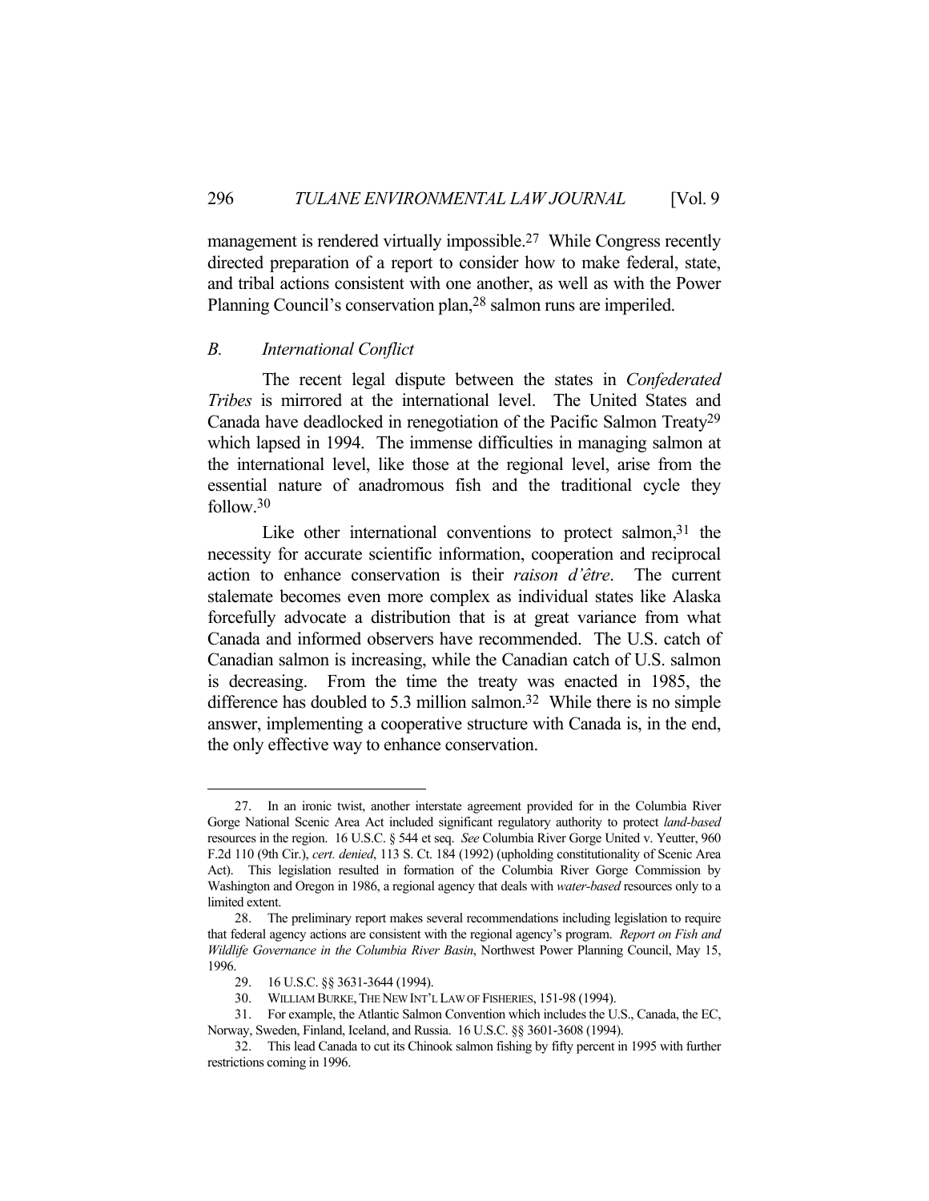management is rendered virtually impossible.[27] While Congress recently directed preparation of a report to consider how to make federal, state, and tribal actions consistent with one another, as well as with the Power Planning Council's conservation plan,[28] salmon runs are imperiled.

### *B. International Conflict*

The recent legal dispute between the states in *Confederated Tribes* is mirrored at the international level. The United States and Canada have deadlocked in renegotiation of the Pacific Salmon Treaty[29] which lapsed in 1994. The immense difficulties in managing salmon at the international level, like those at the regional level, arise from the essential nature of anadromous fish and the traditional cycle they follow.[30]

Like other international conventions to protect salmon,[31] the necessity for accurate scientific information, cooperation and reciprocal action to enhance conservation is their *raison d'être*. The current stalemate becomes even more complex as individual states like Alaska forcefully advocate a distribution that is at great variance from what Canada and informed observers have recommended. The U.S. catch of Canadian salmon is increasing, while the Canadian catch of U.S. salmon is decreasing. From the time the treaty was enacted in 1985, the difference has doubled to 5.3 million salmon.[32] While there is no simple answer, implementing a cooperative structure with Canada is, in the end, the only effective way to enhance conservation.

---

27. In an ironic twist, another interstate agreement provided for in the Columbia River Gorge National Scenic Area Act included significant regulatory authority to protect *land-based* resources in the region. 16 U.S.C. § 544 et seq. *See* Columbia River Gorge United v. Yeutter, 960 F.2d 110 (9th Cir.), *cert. denied*, 113 S. Ct. 184 (1992) (upholding constitutionality of Scenic Area Act). This legislation resulted in formation of the Columbia River Gorge Commission by Washington and Oregon in 1986, a regional agency that deals with *water-based* resources only to a limited extent.

28. The preliminary report makes several recommendations including legislation to require that federal agency actions are consistent with the regional agency's program. *Report on Fish and Wildlife Governance in the Columbia River Basin*, Northwest Power Planning Council, May 15, 1996.

29. 16 U.S.C. §§ 3631-3644 (1994).

30. WILLIAM BURKE, THE NEW INT'L LAW OF FISHERIES, 151-98 (1994).

31. For example, the Atlantic Salmon Convention which includes the U.S., Canada, the EC, Norway, Sweden, Finland, Iceland, and Russia. 16 U.S.C. §§ 3601-3608 (1994).

32. This lead Canada to cut its Chinook salmon fishing by fifty percent in 1995 with further restrictions coming in 1996.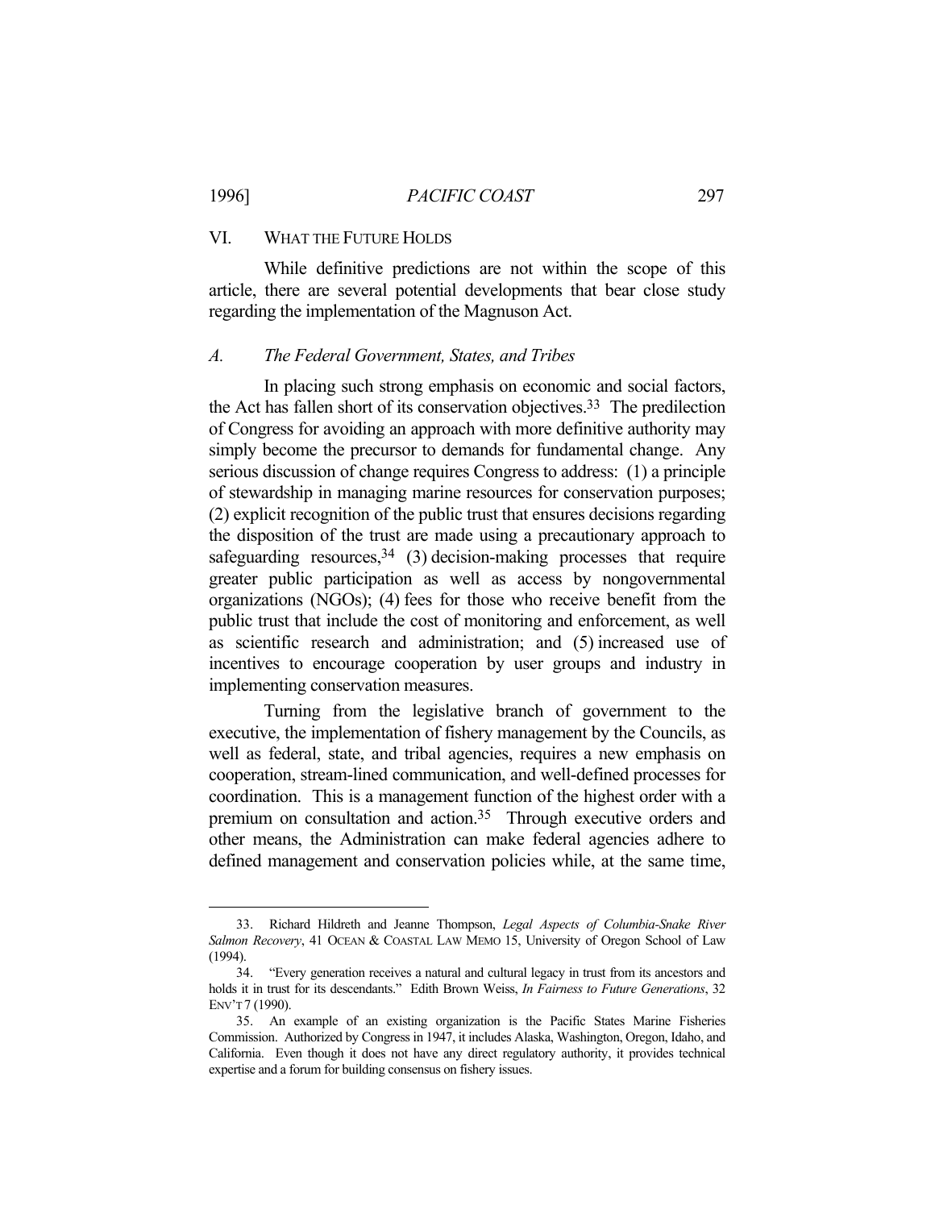## VI. WHAT THE FUTURE HOLDS

While definitive predictions are not within the scope of this article, there are several potential developments that bear close study regarding the implementation of the Magnuson Act.

### *A. The Federal Government, States, and Tribes*

In placing such strong emphasis on economic and social factors, the Act has fallen short of its conservation objectives.[33] The predilection of Congress for avoiding an approach with more definitive authority may simply become the precursor to demands for fundamental change. Any serious discussion of change requires Congress to address: (1) a principle of stewardship in managing marine resources for conservation purposes; (2) explicit recognition of the public trust that ensures decisions regarding the disposition of the trust are made using a precautionary approach to safeguarding resources,[34] (3) decision-making processes that require greater public participation as well as access by nongovernmental organizations (NGOs); (4) fees for those who receive benefit from the public trust that include the cost of monitoring and enforcement, as well as scientific research and administration; and (5) increased use of incentives to encourage cooperation by user groups and industry in implementing conservation measures.

Turning from the legislative branch of government to the executive, the implementation of fishery management by the Councils, as well as federal, state, and tribal agencies, requires a new emphasis on cooperation, stream-lined communication, and well-defined processes for coordination. This is a management function of the highest order with a premium on consultation and action.[35] Through executive orders and other means, the Administration can make federal agencies adhere to defined management and conservation policies while, at the same time,

---

33. Richard Hildreth and Jeanne Thompson, *Legal Aspects of Columbia-Snake River Salmon Recovery*, 41 OCEAN & COASTAL LAW MEMO 15, University of Oregon School of Law (1994).

34. "Every generation receives a natural and cultural legacy in trust from its ancestors and holds it in trust for its descendants." Edith Brown Weiss, *In Fairness to Future Generations*, 32 ENV'T 7 (1990).

35. An example of an existing organization is the Pacific States Marine Fisheries Commission. Authorized by Congress in 1947, it includes Alaska, Washington, Oregon, Idaho, and California. Even though it does not have any direct regulatory authority, it provides technical expertise and a forum for building consensus on fishery issues.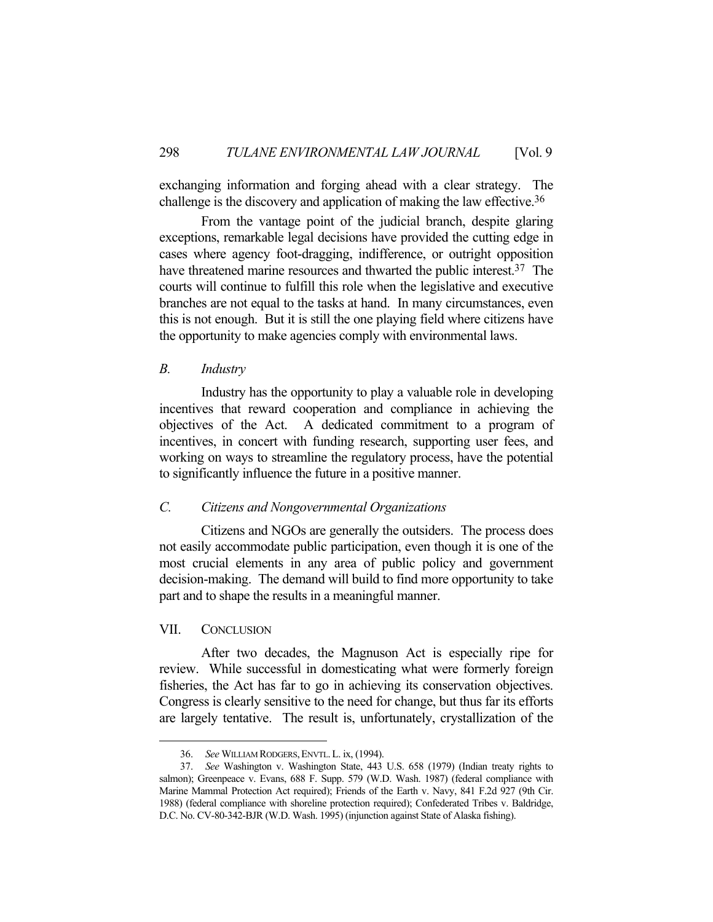exchanging information and forging ahead with a clear strategy. The challenge is the discovery and application of making the law effective.[36]

From the vantage point of the judicial branch, despite glaring exceptions, remarkable legal decisions have provided the cutting edge in cases where agency foot-dragging, indifference, or outright opposition have threatened marine resources and thwarted the public interest.[37] The courts will continue to fulfill this role when the legislative and executive branches are not equal to the tasks at hand. In many circumstances, even this is not enough. But it is still the one playing field where citizens have the opportunity to make agencies comply with environmental laws.

### *B. Industry*

Industry has the opportunity to play a valuable role in developing incentives that reward cooperation and compliance in achieving the objectives of the Act. A dedicated commitment to a program of incentives, in concert with funding research, supporting user fees, and working on ways to streamline the regulatory process, have the potential to significantly influence the future in a positive manner.

### *C. Citizens and Nongovernmental Organizations*

Citizens and NGOs are generally the outsiders. The process does not easily accommodate public participation, even though it is one of the most crucial elements in any area of public policy and government decision-making. The demand will build to find more opportunity to take part and to shape the results in a meaningful manner.

## VII. Conclusion

After two decades, the Magnuson Act is especially ripe for review. While successful in domesticating what were formerly foreign fisheries, the Act has far to go in achieving its conservation objectives. Congress is clearly sensitive to the need for change, but thus far its efforts are largely tentative. The result is, unfortunately, crystallization of the

---

36. *See* WILLIAM RODGERS, ENVTL. L. ix, (1994).

37. *See* Washington v. Washington State, 443 U.S. 658 (1979) (Indian treaty rights to salmon); Greenpeace v. Evans, 688 F. Supp. 579 (W.D. Wash. 1987) (federal compliance with Marine Mammal Protection Act required); Friends of the Earth v. Navy, 841 F.2d 927 (9th Cir. 1988) (federal compliance with shoreline protection required); Confederated Tribes v. Baldridge, D.C. No. CV-80-342-BJR (W.D. Wash. 1995) (injunction against State of Alaska fishing).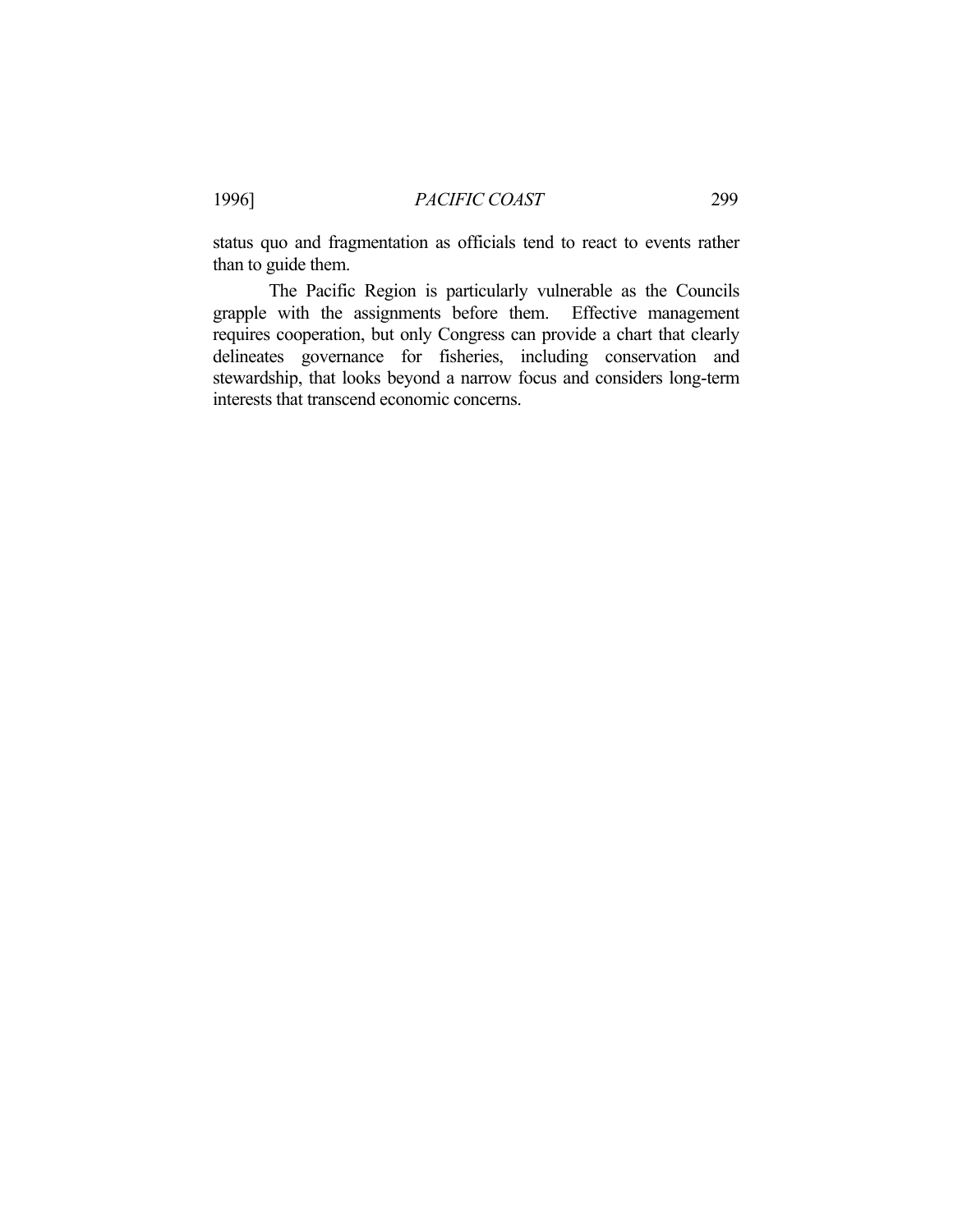status quo and fragmentation as officials tend to react to events rather than to guide them.

The Pacific Region is particularly vulnerable as the Councils grapple with the assignments before them. Effective management requires cooperation, but only Congress can provide a chart that clearly delineates governance for fisheries, including conservation and stewardship, that looks beyond a narrow focus and considers long-term interests that transcend economic concerns.